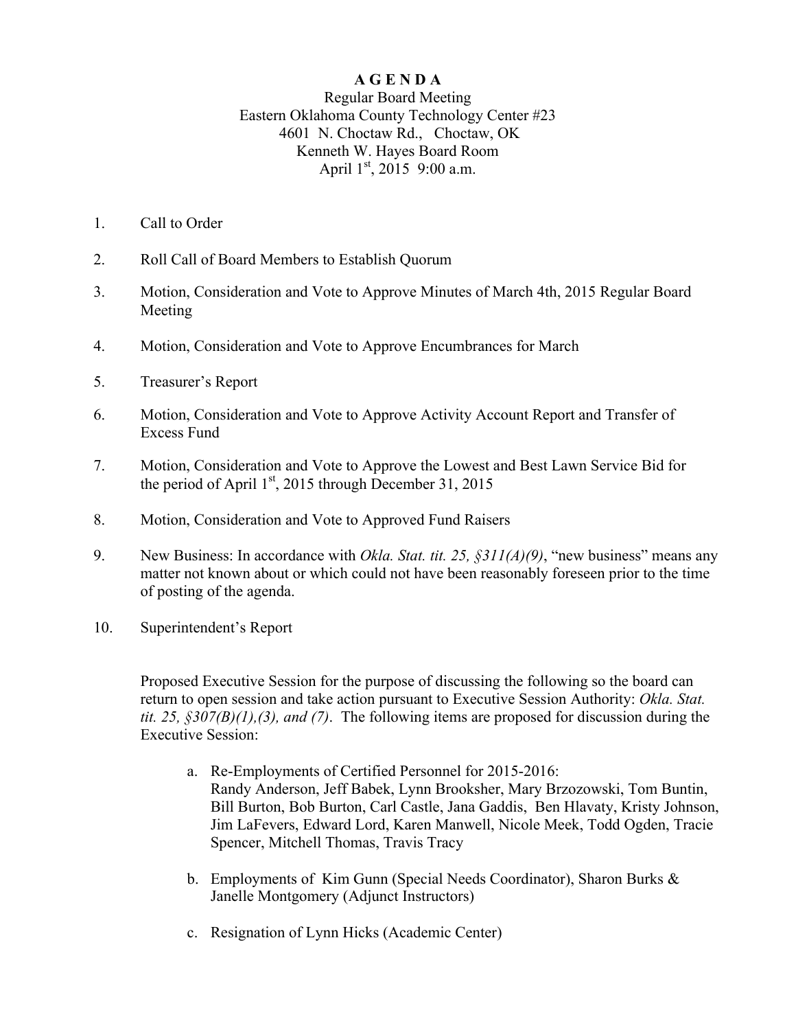# AGENDA

Regular Board Meeting
Eastern Oklahoma County Technology Center #23
4601 N. Choctaw Rd., Choctaw, OK
Kenneth W. Hayes Board Room
April 1st, 2015 9:00 a.m.

1. Call to Order

2. Roll Call of Board Members to Establish Quorum

3. Motion, Consideration and Vote to Approve Minutes of March 4th, 2015 Regular Board Meeting

4. Motion, Consideration and Vote to Approve Encumbrances for March

5. Treasurer's Report

6. Motion, Consideration and Vote to Approve Activity Account Report and Transfer of Excess Fund

7. Motion, Consideration and Vote to Approve the Lowest and Best Lawn Service Bid for the period of April 1st, 2015 through December 31, 2015

8. Motion, Consideration and Vote to Approved Fund Raisers

9. New Business: In accordance with *Okla. Stat. tit. 25, §311(A)(9)*, "new business" means any matter not known about or which could not have been reasonably foreseen prior to the time of posting of the agenda.

10. Superintendent's Report

Proposed Executive Session for the purpose of discussing the following so the board can return to open session and take action pursuant to Executive Session Authority: *Okla. Stat. tit. 25, §307(B)(1),(3), and (7)*. The following items are proposed for discussion during the Executive Session:

a. Re-Employments of Certified Personnel for 2015-2016:
Randy Anderson, Jeff Babek, Lynn Brooksher, Mary Brzozowski, Tom Buntin, Bill Burton, Bob Burton, Carl Castle, Jana Gaddis, Ben Hlavaty, Kristy Johnson, Jim LaFevers, Edward Lord, Karen Manwell, Nicole Meek, Todd Ogden, Tracie Spencer, Mitchell Thomas, Travis Tracy

b. Employments of Kim Gunn (Special Needs Coordinator), Sharon Burks & Janelle Montgomery (Adjunct Instructors)

c. Resignation of Lynn Hicks (Academic Center)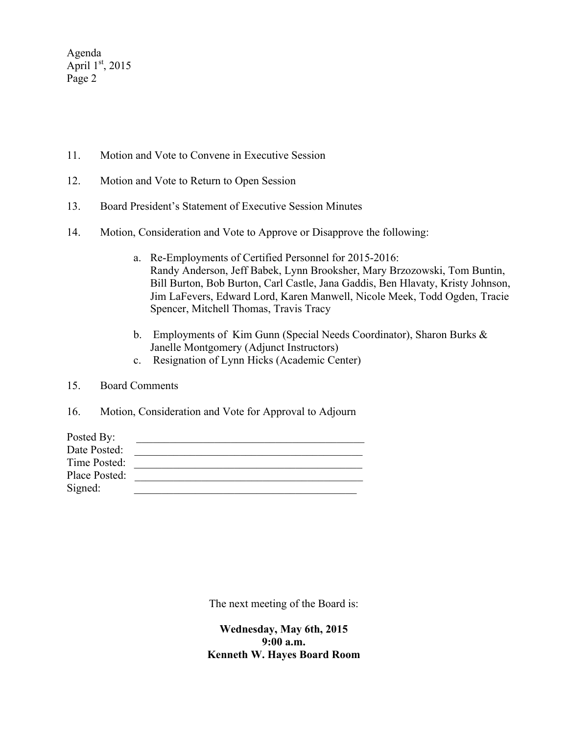11. Motion and Vote to Convene in Executive Session

12. Motion and Vote to Return to Open Session

13. Board President's Statement of Executive Session Minutes

14. Motion, Consideration and Vote to Approve or Disapprove the following:

    a. Re-Employments of Certified Personnel for 2015-2016:
       Randy Anderson, Jeff Babek, Lynn Brooksher, Mary Brzozowski, Tom Buntin, Bill Burton, Bob Burton, Carl Castle, Jana Gaddis, Ben Hlavaty, Kristy Johnson, Jim LaFevers, Edward Lord, Karen Manwell, Nicole Meek, Todd Ogden, Tracie Spencer, Mitchell Thomas, Travis Tracy

    b. Employments of Kim Gunn (Special Needs Coordinator), Sharon Burks & Janelle Montgomery (Adjunct Instructors)

    c. Resignation of Lynn Hicks (Academic Center)

15. Board Comments

16. Motion, Consideration and Vote for Approval to Adjourn

Posted By: ________________________________________

Date Posted: ________________________________________

Time Posted: ________________________________________

Place Posted: ________________________________________

Signed: ________________________________________

The next meeting of the Board is:

**Wednesday, May 6th, 2015**
**9:00 a.m.**
**Kenneth W. Hayes Board Room**